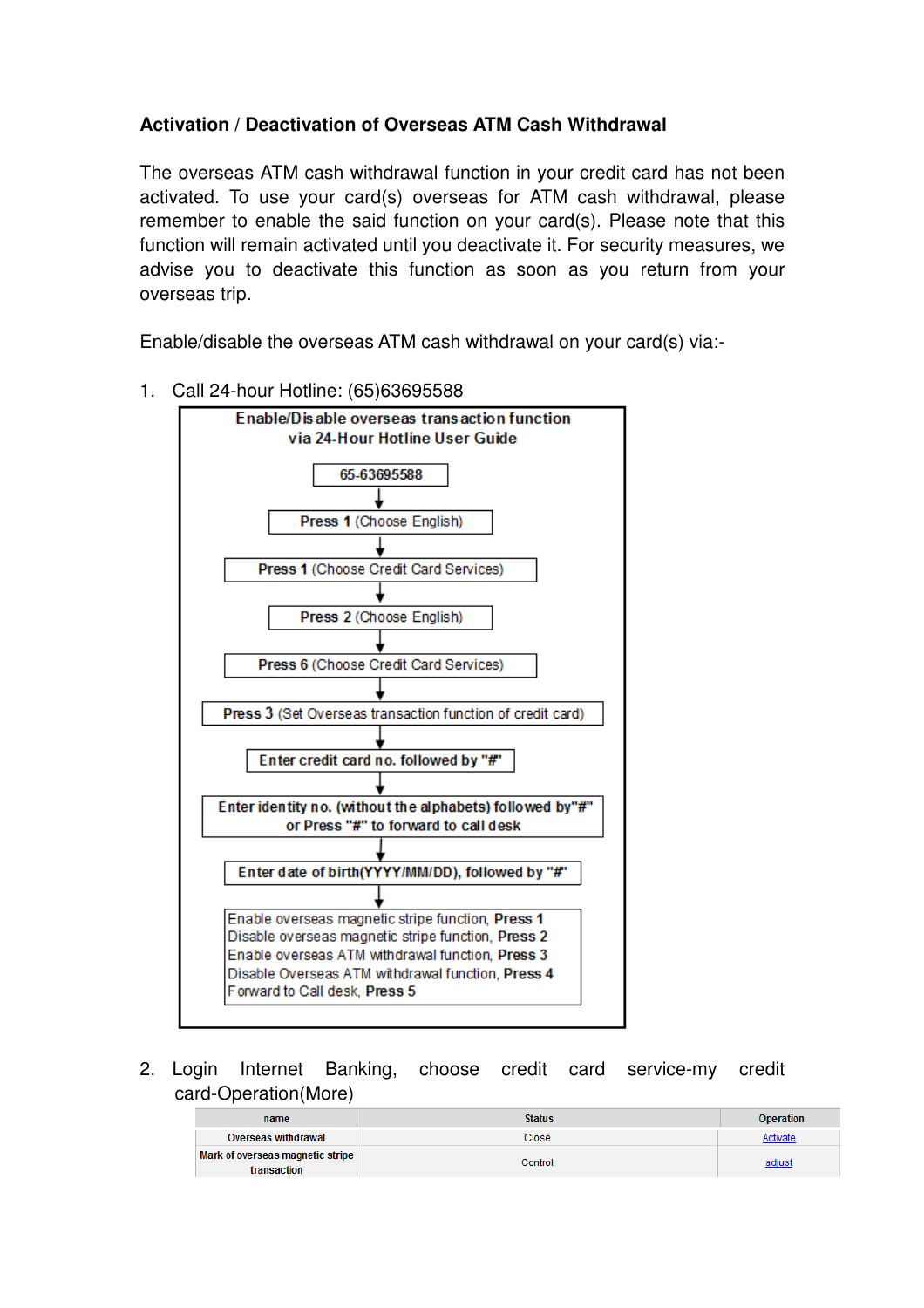## Activation / Deactivation of Overseas ATM Cash Withdrawal

The overseas ATM cash withdrawal function in your credit card has not been activated. To use your card(s) overseas for ATM cash withdrawal, please remember to enable the said function on your card(s). Please note that this function will remain activated until you deactivate it. For security measures, we advise you to deactivate this function as soon as you return from your overseas trip.

Enable/disable the overseas ATM cash withdrawal on your card(s) via:-

1. Call 24-hour Hotline: (65)63695588

**Enable/Disable overseas transaction function via 24-Hour Hotline User Guide**

- **65-63695588**
- ↓ **Press 1** (Choose English)
- ↓ **Press 1** (Choose Credit Card Services)
- ↓ **Press 2** (Choose English)
- ↓ **Press 6** (Choose Credit Card Services)
- ↓ **Press 3** (Set Overseas transaction function of credit card)
- ↓ **Enter credit card no. followed by "#"**
- ↓ **Enter identity no. (without the alphabets) followed by"#" or Press "#" to forward to call desk**
- ↓ **Enter date of birth(YYYY/MM/DD), followed by "#"**
- ↓ Enable overseas magnetic stripe function, **Press 1**
  Disable overseas magnetic stripe function, **Press 2**
  Enable overseas ATM withdrawal function, **Press 3**
  Disable Overseas ATM withdrawal function, **Press 4**
  Forward to Call desk, **Press 5**

2. Login Internet Banking, choose credit card service-my credit card-Operation(More)

| name | Status | Operation |
|---|---|---|
| Overseas withdrawal | Close | Activate |
| Mark of overseas magnetic stripe transaction | Control | adjust |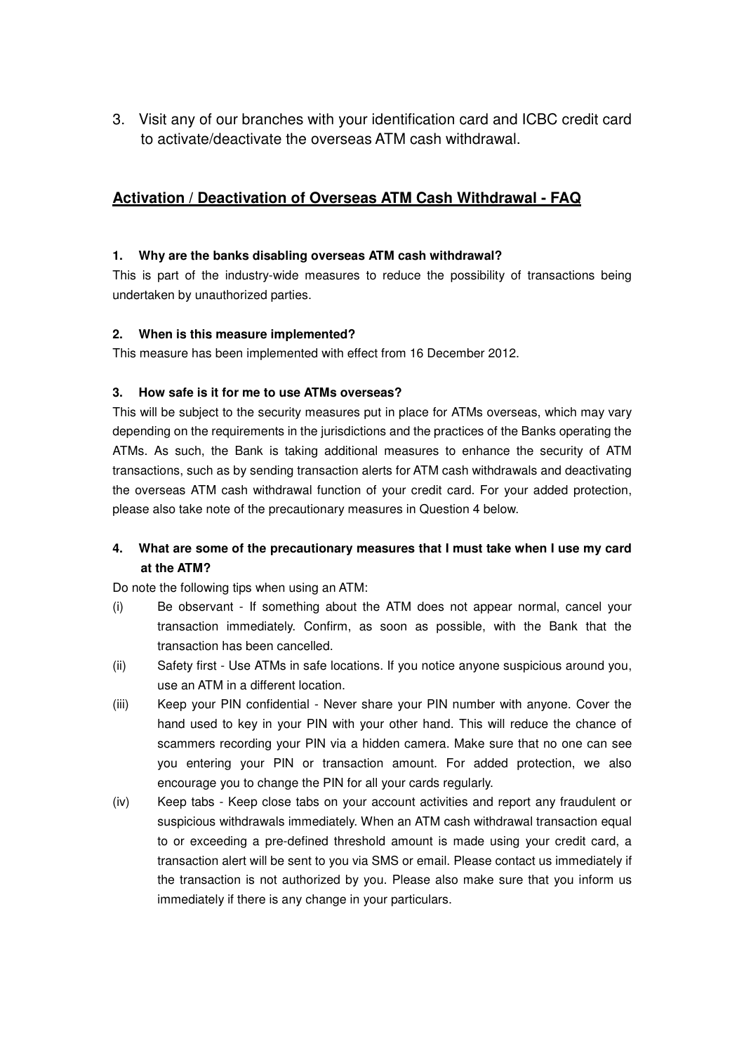3. Visit any of our branches with your identification card and ICBC credit card to activate/deactivate the overseas ATM cash withdrawal.

## Activation / Deactivation of Overseas ATM Cash Withdrawal - FAQ

**1. Why are the banks disabling overseas ATM cash withdrawal?**

This is part of the industry-wide measures to reduce the possibility of transactions being undertaken by unauthorized parties.

**2. When is this measure implemented?**

This measure has been implemented with effect from 16 December 2012.

**3. How safe is it for me to use ATMs overseas?**

This will be subject to the security measures put in place for ATMs overseas, which may vary depending on the requirements in the jurisdictions and the practices of the Banks operating the ATMs. As such, the Bank is taking additional measures to enhance the security of ATM transactions, such as by sending transaction alerts for ATM cash withdrawals and deactivating the overseas ATM cash withdrawal function of your credit card. For your added protection, please also take note of the precautionary measures in Question 4 below.

**4. What are some of the precautionary measures that I must take when I use my card at the ATM?**

Do note the following tips when using an ATM:

(i) Be observant - If something about the ATM does not appear normal, cancel your transaction immediately. Confirm, as soon as possible, with the Bank that the transaction has been cancelled.

(ii) Safety first - Use ATMs in safe locations. If you notice anyone suspicious around you, use an ATM in a different location.

(iii) Keep your PIN confidential - Never share your PIN number with anyone. Cover the hand used to key in your PIN with your other hand. This will reduce the chance of scammers recording your PIN via a hidden camera. Make sure that no one can see you entering your PIN or transaction amount. For added protection, we also encourage you to change the PIN for all your cards regularly.

(iv) Keep tabs - Keep close tabs on your account activities and report any fraudulent or suspicious withdrawals immediately. When an ATM cash withdrawal transaction equal to or exceeding a pre-defined threshold amount is made using your credit card, a transaction alert will be sent to you via SMS or email. Please contact us immediately if the transaction is not authorized by you. Please also make sure that you inform us immediately if there is any change in your particulars.